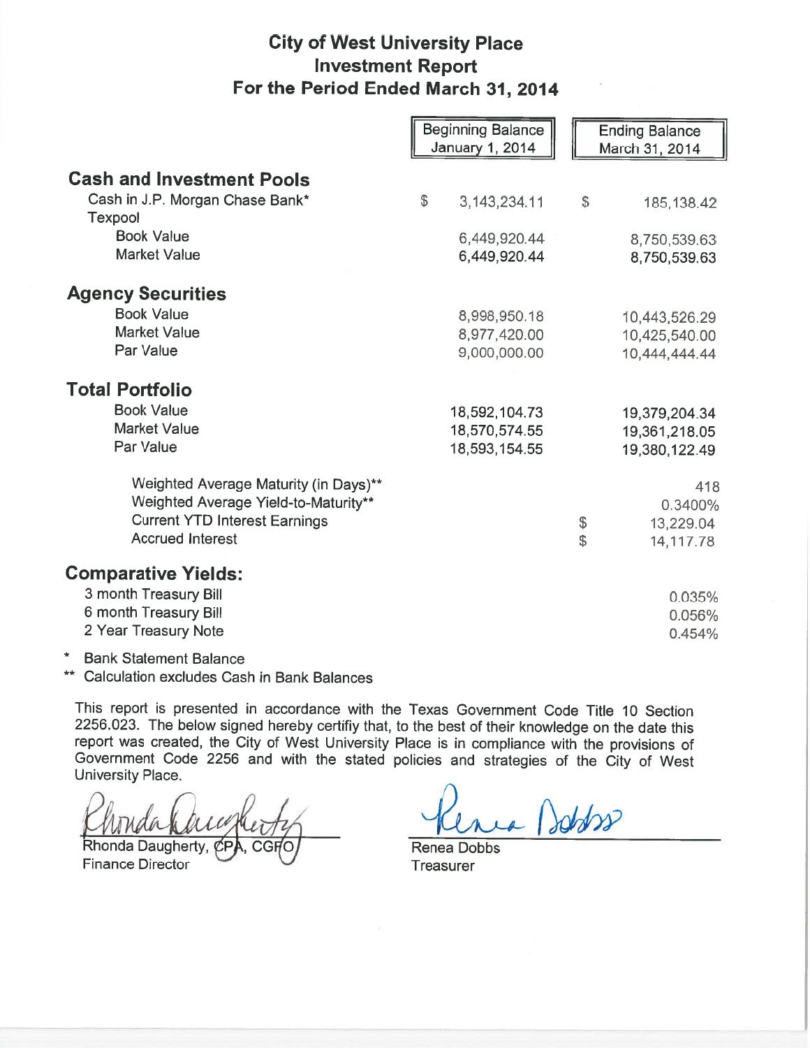# City of West University Place
## Investment Report
## For the Period Ended March 31, 2014

| | Beginning Balance January 1, 2014 | Ending Balance March 31, 2014 |
|---|---|---|
| **Cash and Investment Pools** | | |
| Cash in J.P. Morgan Chase Bank* | $ 3,143,234.11 | $ 185,138.42 |
| Texpool | | |
| Book Value | 6,449,920.44 | 8,750,539.63 |
| Market Value | 6,449,920.44 | 8,750,539.63 |
| **Agency Securities** | | |
| Book Value | 8,998,950.18 | 10,443,526.29 |
| Market Value | 8,977,420.00 | 10,425,540.00 |
| Par Value | 9,000,000.00 | 10,444,444.44 |
| **Total Portfolio** | | |
| Book Value | 18,592,104.73 | 19,379,204.34 |
| Market Value | 18,570,574.55 | 19,361,218.05 |
| Par Value | 18,593,154.55 | 19,380,122.49 |
| Weighted Average Maturity (in Days)** | | 418 |
| Weighted Average Yield-to-Maturity** | | 0.3400% |
| Current YTD Interest Earnings | | $ 13,229.04 |
| Accrued Interest | | $ 14,117.78 |
| **Comparative Yields:** | | |
| 3 month Treasury Bill | | 0.035% |
| 6 month Treasury Bill | | 0.056% |
| 2 Year Treasury Note | | 0.454% |

\* Bank Statement Balance

\*\* Calculation excludes Cash in Bank Balances

This report is presented in accordance with the Texas Government Code Title 10 Section 2256.023. The below signed hereby certifiy that, to the best of their knowledge on the date this report was created, the City of West University Place is in compliance with the provisions of Government Code 2256 and with the stated policies and strategies of the City of West University Place.

Rhonda Daugherty, CPA, CGFO
Finance Director

Renea Dobbs
Treasurer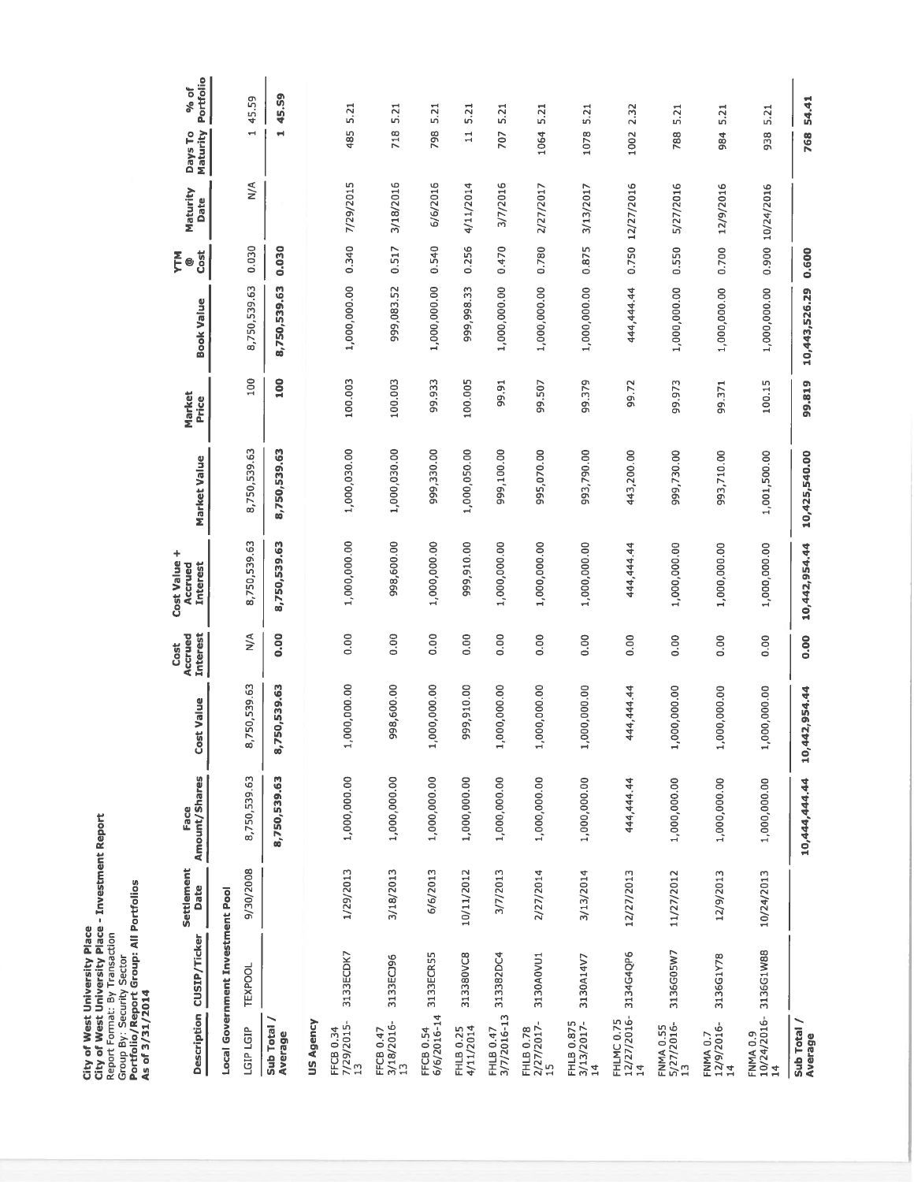**City of West University Place**
**City of West University Place - Investment Report**
Report Format: By Transaction
Group By: Security Sector
**Portfolio/Report Group: All Portfolios**
**As of 3/31/2014**

| Description | CUSIP/Ticker | Settlement Date | Face Amount/Shares | Cost Value | Cost Accrued Interest | Cost Value + Accrued Interest | Market Value | Market Price | Book Value | YTM @ Cost | Maturity Date | Days To Maturity | % of Portfolio |
|---|---|---|---|---|---|---|---|---|---|---|---|---|---|
| **Local Government Investment Pool** | | | | | | | | | | | | | |
| LGIP LGIP | TEXPOOL | 9/30/2008 | 8,750,539.63 | 8,750,539.63 | N/A | 8,750,539.63 | 8,750,539.63 | 100 | 8,750,539.63 | 0.030 | N/A | 1 | 45.59 |
| **Sub Total / Average** | | | **8,750,539.63** | **8,750,539.63** | **0.00** | **8,750,539.63** | **8,750,539.63** | **100** | **8,750,539.63** | **0.030** | | **1** | **45.59** |
| **US Agency** | | | | | | | | | | | | | |
| FFCB 0.34 7/29/2015-13 | 3133ECDK7 | 1/29/2013 | 1,000,000.00 | 1,000,000.00 | 0.00 | 1,000,000.00 | 1,000,030.00 | 100.003 | 1,000,000.00 | 0.340 | 7/29/2015 | 485 | 5.21 |
| FFCB 0.47 3/18/2016-13 | 3133ECJ96 | 3/18/2013 | 1,000,000.00 | 998,600.00 | 0.00 | 998,600.00 | 1,000,030.00 | 100.003 | 999,083.52 | 0.517 | 3/18/2016 | 718 | 5.21 |
| FFCB 0.54 6/6/2016-14 | 3133ECR55 | 6/6/2013 | 1,000,000.00 | 1,000,000.00 | 0.00 | 1,000,000.00 | 999,330.00 | 99.933 | 1,000,000.00 | 0.540 | 6/6/2016 | 798 | 5.21 |
| FHLB 0.25 4/11/2014 | 313380VC8 | 10/11/2012 | 1,000,000.00 | 999,910.00 | 0.00 | 999,910.00 | 1,000,050.00 | 100.005 | 999,998.33 | 0.256 | 4/11/2014 | 11 | 5.21 |
| FHLB 0.47 3/7/2016-13 | 313382DC4 | 3/7/2013 | 1,000,000.00 | 1,000,000.00 | 0.00 | 1,000,000.00 | 999,100.00 | 99.91 | 1,000,000.00 | 0.470 | 3/7/2016 | 707 | 5.21 |
| FHLB 0.78 2/27/2017-15 | 3130A0VU1 | 2/27/2014 | 1,000,000.00 | 1,000,000.00 | 0.00 | 1,000,000.00 | 995,070.00 | 99.507 | 1,000,000.00 | 0.780 | 2/27/2017 | 1064 | 5.21 |
| FHLB 0.875 3/13/2017-14 | 3130A14V7 | 3/13/2014 | 1,000,000.00 | 1,000,000.00 | 0.00 | 1,000,000.00 | 993,790.00 | 99.379 | 1,000,000.00 | 0.875 | 3/13/2017 | 1078 | 5.21 |
| FHLMC 0.75 12/27/2016-14 | 3134G4QP6 | 12/27/2013 | 444,444.44 | 444,444.44 | 0.00 | 444,444.44 | 443,200.00 | 99.72 | 444,444.44 | 0.750 | 12/27/2016 | 1002 | 2.32 |
| FNMA 0.55 5/27/2016-13 | 3136G05W7 | 11/27/2012 | 1,000,000.00 | 1,000,000.00 | 0.00 | 1,000,000.00 | 999,730.00 | 99.973 | 1,000,000.00 | 0.550 | 5/27/2016 | 788 | 5.21 |
| FNMA 0.7 12/9/2016-14 | 3136G1Y78 | 12/9/2013 | 1,000,000.00 | 1,000,000.00 | 0.00 | 1,000,000.00 | 993,710.00 | 99.371 | 1,000,000.00 | 0.700 | 12/9/2016 | 984 | 5.21 |
| FNMA 0.9 10/24/2016-14 | 3136G1W88 | 10/24/2013 | 1,000,000.00 | 1,000,000.00 | 0.00 | 1,000,000.00 | 1,001,500.00 | 100.15 | 1,000,000.00 | 0.900 | 10/24/2016 | 938 | 5.21 |
| **Sub Total / Average** | | | **10,444,444.44** | **10,442,954.44** | **0.00** | **10,442,954.44** | **10,425,540.00** | **99.819** | **10,443,526.29** | **0.600** | | **768** | **54.41** |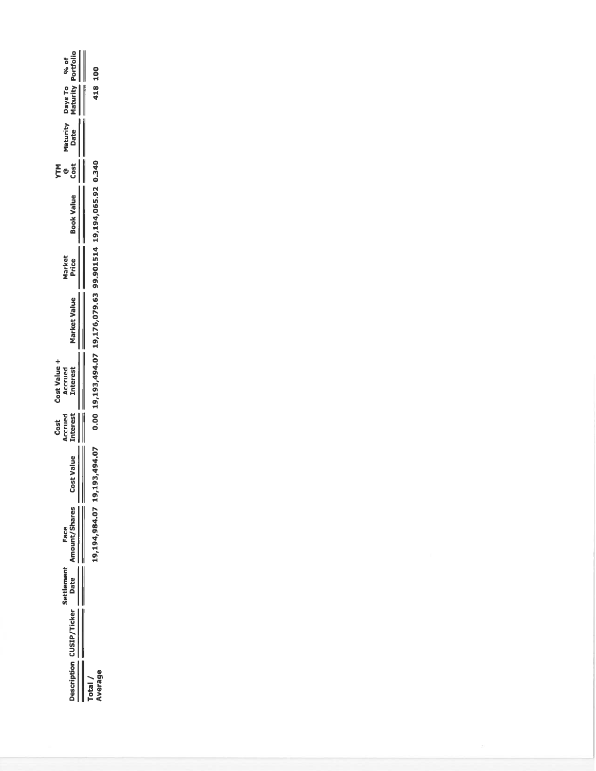| Description | CUSIP/Ticker | Settlement Date | Face Amount/Shares | Cost Value | Cost Accrued Interest | Cost Value + Accrued Interest | Market Value | Market Price | Book Value | YTM @ Cost | Maturity Date | Days To Maturity | % of Portfolio |
|---|---|---|---|---|---|---|---|---|---|---|---|---|---|
| Total / Average | | | 19,194,984.07 | 19,193,494.07 | 0.00 | 19,193,494.07 | 19,176,079.63 | 99.901514 | 19,194,065.92 | 0.340 | | 418 | 100 |